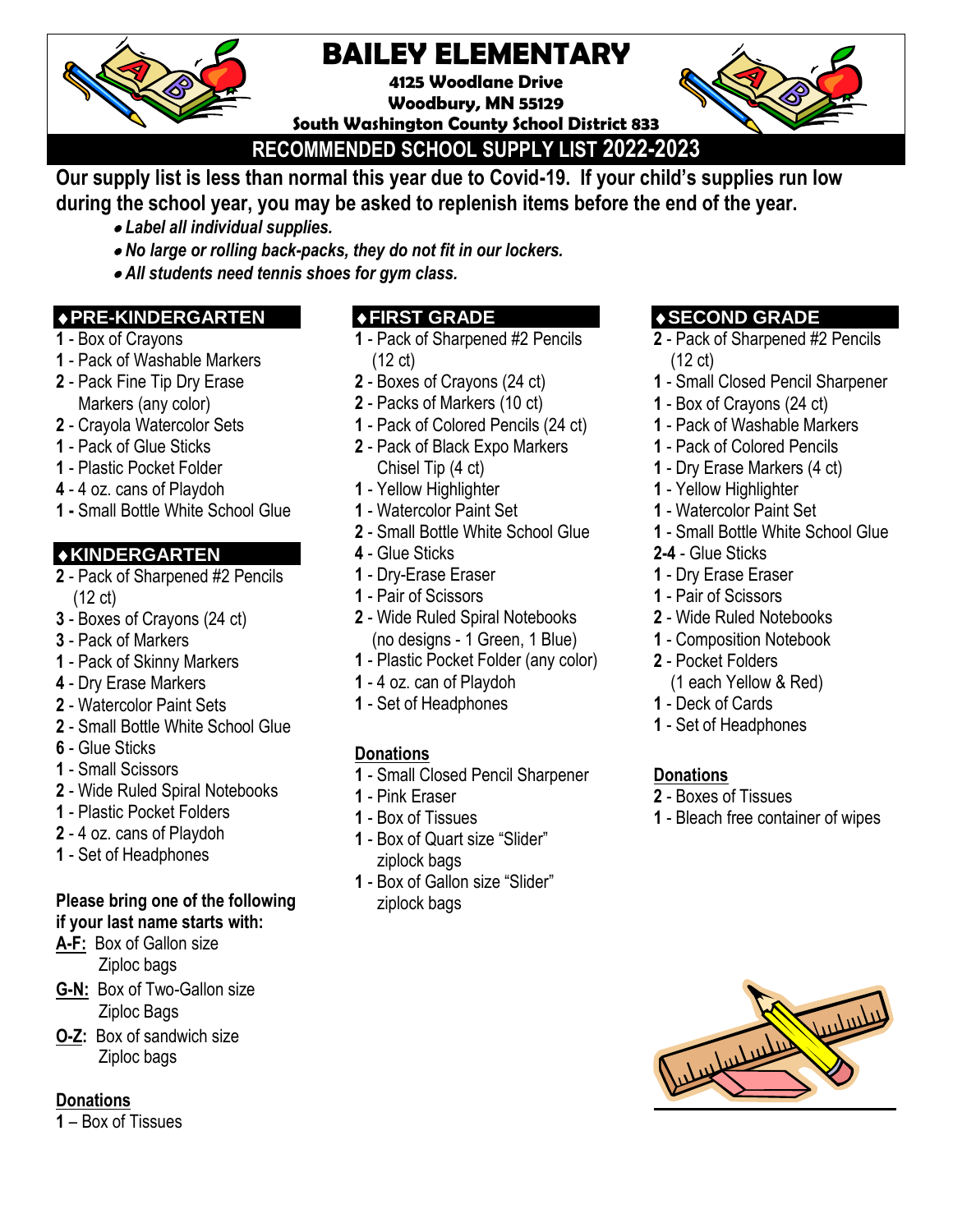# BAILEY ELEMENTARY

**4125 Woodlane Drive**
**Woodbury, MN 55129**
**South Washington County School District 833**

## RECOMMENDED SCHOOL SUPPLY LIST 2022-2023

**Our supply list is less than normal this year due to Covid-19. If your child's supplies run low during the school year, you may be asked to replenish items before the end of the year.**

- ***Label all individual supplies.***
- ***No large or rolling back-packs, they do not fit in our lockers.***
- ***All students need tennis shoes for gym class.***

### ♦PRE-KINDERGARTEN

- **1** - Box of Crayons
- **1** - Pack of Washable Markers
- **2** - Pack Fine Tip Dry Erase Markers (any color)
- **2** - Crayola Watercolor Sets
- **1** - Pack of Glue Sticks
- **1** - Plastic Pocket Folder
- **4** - 4 oz. cans of Playdoh
- **1** - Small Bottle White School Glue

### ♦KINDERGARTEN

- **2** - Pack of Sharpened #2 Pencils (12 ct)
- **3** - Boxes of Crayons (24 ct)
- **3** - Pack of Markers
- **1** - Pack of Skinny Markers
- **4** - Dry Erase Markers
- **2** - Watercolor Paint Sets
- **2** - Small Bottle White School Glue
- **6** - Glue Sticks
- **1** - Small Scissors
- **2** - Wide Ruled Spiral Notebooks
- **1** - Plastic Pocket Folders
- **2** - 4 oz. cans of Playdoh
- **1** - Set of Headphones

**Please bring one of the following if your last name starts with:**

- **A-F:** Box of Gallon size Ziploc bags
- **G-N:** Box of Two-Gallon size Ziploc Bags
- **O-Z:** Box of sandwich size Ziploc bags

**Donations**

- **1** – Box of Tissues

### ♦FIRST GRADE

- **1** - Pack of Sharpened #2 Pencils (12 ct)
- **2** - Boxes of Crayons (24 ct)
- **2** - Packs of Markers (10 ct)
- **1** - Pack of Colored Pencils (24 ct)
- **2** - Pack of Black Expo Markers Chisel Tip (4 ct)
- **1** - Yellow Highlighter
- **1** - Watercolor Paint Set
- **2** - Small Bottle White School Glue
- **4** - Glue Sticks
- **1** - Dry-Erase Eraser
- **1** - Pair of Scissors
- **2** - Wide Ruled Spiral Notebooks (no designs - 1 Green, 1 Blue)
- **1** - Plastic Pocket Folder (any color)
- **1** - 4 oz. can of Playdoh
- **1** - Set of Headphones

**Donations**

- **1** - Small Closed Pencil Sharpener
- **1** - Pink Eraser
- **1** - Box of Tissues
- **1** - Box of Quart size "Slider" ziplock bags
- **1** - Box of Gallon size "Slider" ziplock bags

### ♦SECOND GRADE

- **2** - Pack of Sharpened #2 Pencils (12 ct)
- **1** - Small Closed Pencil Sharpener
- **1** - Box of Crayons (24 ct)
- **1** - Pack of Washable Markers
- **1** - Pack of Colored Pencils
- **1** - Dry Erase Markers (4 ct)
- **1** - Yellow Highlighter
- **1** - Watercolor Paint Set
- **1** - Small Bottle White School Glue
- **2-4** - Glue Sticks
- **1** - Dry Erase Eraser
- **1** - Pair of Scissors
- **2** - Wide Ruled Notebooks
- **1** - Composition Notebook
- **2** - Pocket Folders (1 each Yellow & Red)
- **1** - Deck of Cards
- **1** - Set of Headphones

**Donations**

- **2** - Boxes of Tissues
- **1** - Bleach free container of wipes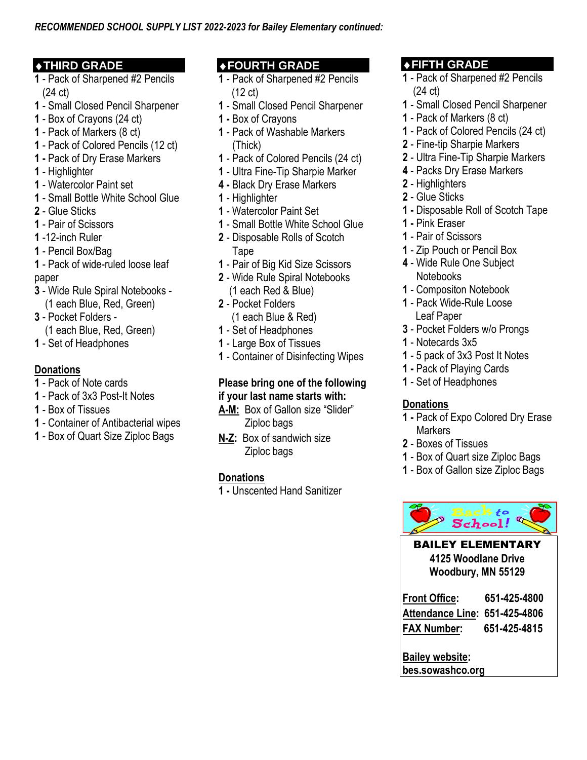*RECOMMENDED SCHOOL SUPPLY LIST 2022-2023 for Bailey Elementary continued:*

## ♦THIRD GRADE

- **1** - Pack of Sharpened #2 Pencils (24 ct)
- **1** - Small Closed Pencil Sharpener
- **1** - Box of Crayons (24 ct)
- **1** - Pack of Markers (8 ct)
- **1** - Pack of Colored Pencils (12 ct)
- **1** - Pack of Dry Erase Markers
- **1** - Highlighter
- **1** - Watercolor Paint set
- **1** - Small Bottle White School Glue
- **2** - Glue Sticks
- **1** - Pair of Scissors
- **1** -12-inch Ruler
- **1** - Pencil Box/Bag
- **1** - Pack of wide-ruled loose leaf paper
- **3** - Wide Rule Spiral Notebooks - (1 each Blue, Red, Green)
- **3** - Pocket Folders - (1 each Blue, Red, Green)
- **1** - Set of Headphones

### Donations

- **1** - Pack of Note cards
- **1** - Pack of 3x3 Post-It Notes
- **1** - Box of Tissues
- **1** - Container of Antibacterial wipes
- **1** - Box of Quart Size Ziploc Bags

## ♦FOURTH GRADE

- **1** - Pack of Sharpened #2 Pencils (12 ct)
- **1** - Small Closed Pencil Sharpener
- **1** - Box of Crayons
- **1** - Pack of Washable Markers (Thick)
- **1** - Pack of Colored Pencils (24 ct)
- **1** - Ultra Fine-Tip Sharpie Marker
- **4** - Black Dry Erase Markers
- **1** - Highlighter
- **1** - Watercolor Paint Set
- **1** - Small Bottle White School Glue
- **2** - Disposable Rolls of Scotch Tape
- **1** - Pair of Big Kid Size Scissors
- **2** - Wide Rule Spiral Notebooks (1 each Red & Blue)
- **2** - Pocket Folders (1 each Blue & Red)
- **1** - Set of Headphones
- **1** - Large Box of Tissues
- **1** - Container of Disinfecting Wipes

**Please bring one of the following if your last name starts with:**

- **A-M:** Box of Gallon size "Slider" Ziploc bags
- **N-Z:** Box of sandwich size Ziploc bags

### Donations

- **1** - Unscented Hand Sanitizer

## ♦FIFTH GRADE

- **1** - Pack of Sharpened #2 Pencils (24 ct)
- **1** - Small Closed Pencil Sharpener
- **1** - Pack of Markers (8 ct)
- **1** - Pack of Colored Pencils (24 ct)
- **2** - Fine-tip Sharpie Markers
- **2** - Ultra Fine-Tip Sharpie Markers
- **4** - Packs Dry Erase Markers
- **2** - Highlighters
- **2** - Glue Sticks
- **1** - Disposable Roll of Scotch Tape
- **1** - Pink Eraser
- **1** - Pair of Scissors
- **1** - Zip Pouch or Pencil Box
- **4** - Wide Rule One Subject Notebooks
- **1** - Compositon Notebook
- **1** - Pack Wide-Rule Loose Leaf Paper
- **3** - Pocket Folders w/o Prongs
- **1** - Notecards 3x5
- **1** - 5 pack of 3x3 Post It Notes
- **1** - Pack of Playing Cards
- **1** - Set of Headphones

### Donations

- **1** - Pack of Expo Colored Dry Erase Markers
- **2** - Boxes of Tissues
- **1** - Box of Quart size Ziploc Bags
- **1** - Box of Gallon size Ziploc Bags

Back to School!

**BAILEY ELEMENTARY**
**4125 Woodlane Drive**
**Woodbury, MN 55129**

**Front Office:** 651-425-4800
**Attendance Line:** 651-425-4806
**FAX Number:** 651-425-4815

**Bailey website:**
**bes.sowashco.org**